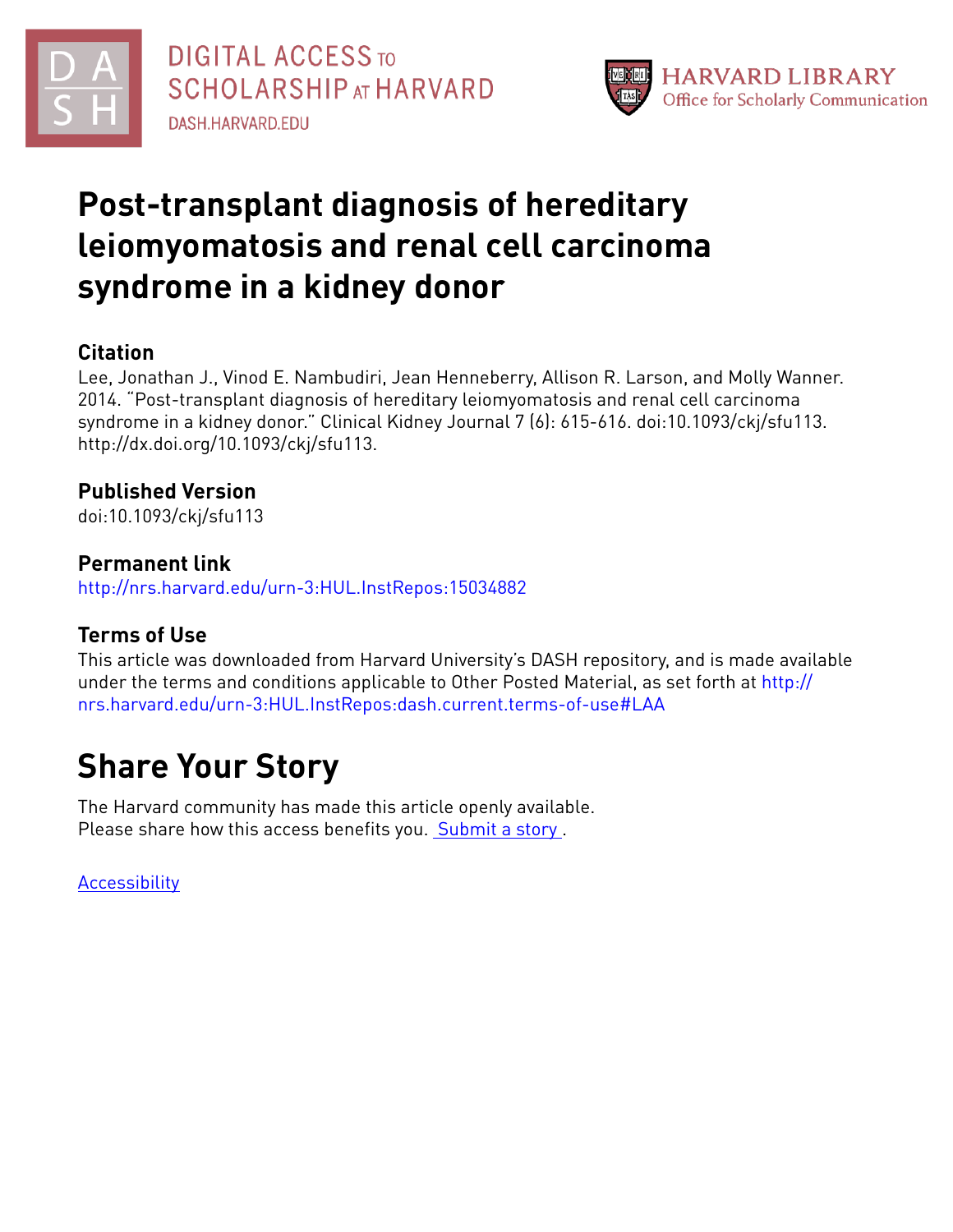DIGITAL ACCESS TO SCHOLARSHIP AT HARVARD
DASH.HARVARD.EDU

HARVARD LIBRARY
Office for Scholarly Communication

# Post-transplant diagnosis of hereditary leiomyomatosis and renal cell carcinoma syndrome in a kidney donor

## Citation

Lee, Jonathan J., Vinod E. Nambudiri, Jean Henneberry, Allison R. Larson, and Molly Wanner. 2014. "Post-transplant diagnosis of hereditary leiomyomatosis and renal cell carcinoma syndrome in a kidney donor." Clinical Kidney Journal 7 (6): 615-616. doi:10.1093/ckj/sfu113. http://dx.doi.org/10.1093/ckj/sfu113.

## Published Version

doi:10.1093/ckj/sfu113

## Permanent link

http://nrs.harvard.edu/urn-3:HUL.InstRepos:15034882

## Terms of Use

This article was downloaded from Harvard University's DASH repository, and is made available under the terms and conditions applicable to Other Posted Material, as set forth at http://nrs.harvard.edu/urn-3:HUL.InstRepos:dash.current.terms-of-use#LAA

# Share Your Story

The Harvard community has made this article openly available.
Please share how this access benefits you. Submit a story .

Accessibility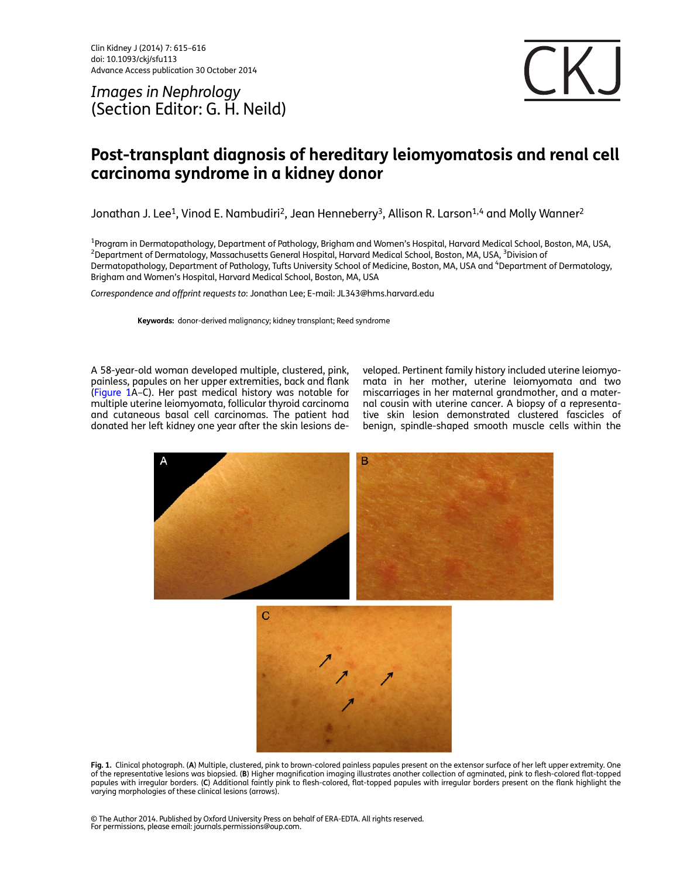Images in Nephrology
(Section Editor: G. H. Neild)

# Post-transplant diagnosis of hereditary leiomyomatosis and renal cell carcinoma syndrome in a kidney donor

Jonathan J. Lee[1], Vinod E. Nambudiri[2], Jean Henneberry[3], Allison R. Larson[1,4] and Molly Wanner[2]

[1]Program in Dermatopathology, Department of Pathology, Brigham and Women's Hospital, Harvard Medical School, Boston, MA, USA, [2]Department of Dermatology, Massachusetts General Hospital, Harvard Medical School, Boston, MA, USA, [3]Division of Dermatopathology, Department of Pathology, Tufts University School of Medicine, Boston, MA, USA and [4]Department of Dermatology, Brigham and Women's Hospital, Harvard Medical School, Boston, MA, USA

*Correspondence and offprint requests to*: Jonathan Lee; E-mail: JL343@hms.harvard.edu

**Keywords:** donor-derived malignancy; kidney transplant; Reed syndrome

A 58-year-old woman developed multiple, clustered, pink, painless, papules on her upper extremities, back and flank (Figure 1A–C). Her past medical history was notable for multiple uterine leiomyomata, follicular thyroid carcinoma and cutaneous basal cell carcinomas. The patient had donated her left kidney one year after the skin lesions developed. Pertinent family history included uterine leiomyomata in her mother, uterine leiomyomata and two miscarriages in her maternal grandmother, and a maternal cousin with uterine cancer. A biopsy of a representative skin lesion demonstrated clustered fascicles of benign, spindle-shaped smooth muscle cells within the

**Fig. 1.** Clinical photograph. (**A**) Multiple, clustered, pink to brown-colored painless papules present on the extensor surface of her left upper extremity. One of the representative lesions was biopsied. (**B**) Higher magnification imaging illustrates another collection of agminated, pink to flesh-colored flat-topped papules with irregular borders. (**C**) Additional faintly pink to flesh-colored, flat-topped papules with irregular borders present on the flank highlight the varying morphologies of these clinical lesions (arrows).

© The Author 2014. Published by Oxford University Press on behalf of ERA-EDTA. All rights reserved.
For permissions, please email: journals.permissions@oup.com.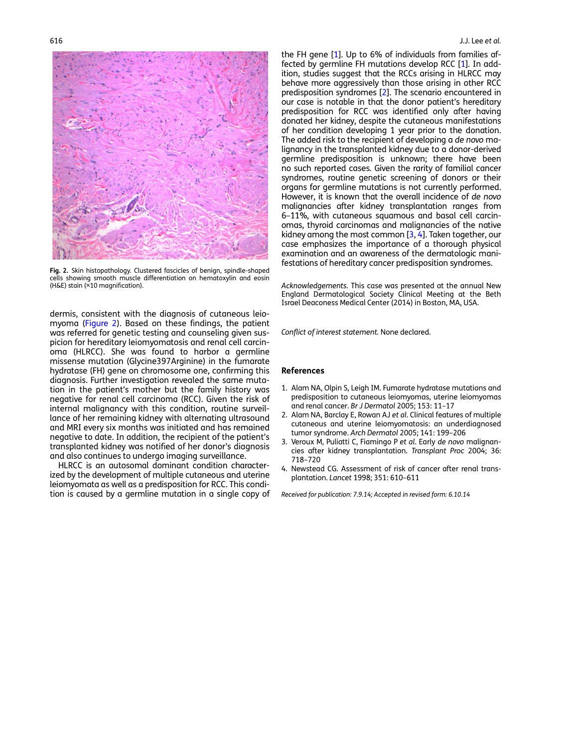Fig. 2. Skin histopathology. Clustered fascicles of benign, spindle-shaped cells showing smooth muscle differentiation on hematoxylin and eosin (H&E) stain (×10 magnification).

dermis, consistent with the diagnosis of cutaneous leiomyoma (Figure 2). Based on these findings, the patient was referred for genetic testing and counseling given suspicion for hereditary leiomyomatosis and renal cell carcinoma (HLRCC). She was found to harbor a germline missense mutation (Glycine397Arginine) in the fumarate hydratase (FH) gene on chromosome one, confirming this diagnosis. Further investigation revealed the same mutation in the patient's mother but the family history was negative for renal cell carcinoma (RCC). Given the risk of internal malignancy with this condition, routine surveillance of her remaining kidney with alternating ultrasound and MRI every six months was initiated and has remained negative to date. In addition, the recipient of the patient's transplanted kidney was notified of her donor's diagnosis and also continues to undergo imaging surveillance.

HLRCC is an autosomal dominant condition characterized by the development of multiple cutaneous and uterine leiomyomata as well as a predisposition for RCC. This condition is caused by a germline mutation in a single copy of the FH gene [1]. Up to 6% of individuals from families affected by germline FH mutations develop RCC [1]. In addition, studies suggest that the RCCs arising in HLRCC may behave more aggressively than those arising in other RCC predisposition syndromes [2]. The scenario encountered in our case is notable in that the donor patient's hereditary predisposition for RCC was identified only after having donated her kidney, despite the cutaneous manifestations of her condition developing 1 year prior to the donation. The added risk to the recipient of developing a *de novo* malignancy in the transplanted kidney due to a donor-derived germline predisposition is unknown; there have been no such reported cases. Given the rarity of familial cancer syndromes, routine genetic screening of donors or their organs for germline mutations is not currently performed. However, it is known that the overall incidence of *de novo* malignancies after kidney transplantation ranges from 6–11%, with cutaneous squamous and basal cell carcinomas, thyroid carcinomas and malignancies of the native kidney among the most common [3, 4]. Taken together, our case emphasizes the importance of a thorough physical examination and an awareness of the dermatologic manifestations of hereditary cancer predisposition syndromes.

*Acknowledgements.* This case was presented at the annual New England Dermatological Society Clinical Meeting at the Beth Israel Deaconess Medical Center (2014) in Boston, MA, USA.

*Conflict of interest statement.* None declared.

## References

1. Alam NA, Olpin S, Leigh IM. Fumarate hydratase mutations and predisposition to cutaneous leiomyomas, uterine leiomyomas and renal cancer. *Br J Dermatol* 2005; 153: 11–17
2. Alam NA, Barclay E, Rowan AJ *et al.* Clinical features of multiple cutaneous and uterine leiomyomatosis: an underdiagnosed tumor syndrome. *Arch Dermatol* 2005; 141: 199–206
3. Veroux M, Puliatti C, Fiamingo P *et al.* Early *de novo* malignancies after kidney transplantation. *Transplant Proc* 2004; 36: 718–720
4. Newstead CG. Assessment of risk of cancer after renal transplantation. *Lancet* 1998; 351: 610–611

*Received for publication: 7.9.14; Accepted in revised form: 6.10.14*